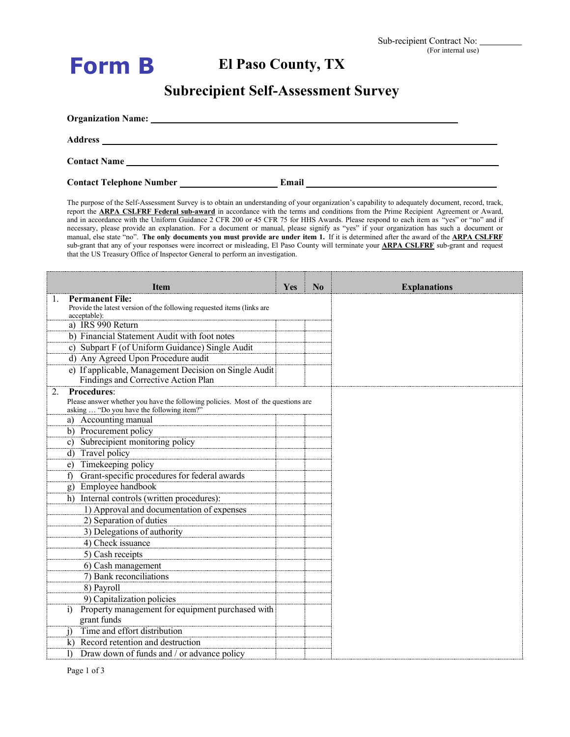Sub-recipient Contract No: _________
(For internal use)

# Form B

# El Paso County, TX

## Subrecipient Self-Assessment Survey

**Organization Name:** ______________________________

**Address** ______________________________

**Contact Name** ______________________________

**Contact Telephone Number** ______________ **Email** ______________________

The purpose of the Self-Assessment Survey is to obtain an understanding of your organization's capability to adequately document, record, track, report the **ARPA CSLFRF Federal sub-award** in accordance with the terms and conditions from the Prime Recipient Agreement or Award, and in accordance with the Uniform Guidance 2 CFR 200 or 45 CFR 75 for HHS Awards. Please respond to each item as "yes" or "no" and if necessary, please provide an explanation. For a document or manual, please signify as "yes" if your organization has such a document or manual, else state "no". **The only documents you must provide are under item 1.** If it is determined after the award of the **ARPA CSLFRF** sub-grant that any of your responses were incorrect or misleading, El Paso County will terminate your **ARPA CSLFRF** sub-grant and request that the US Treasury Office of Inspector General to perform an investigation.

| Item | Yes | No | Explanations |
|---|---|---|---|
| 1. **Permanent File:** Provide the latest version of the following requested items (links are acceptable): | | | |
| a) IRS 990 Return | | | |
| b) Financial Statement Audit with foot notes | | | |
| c) Subpart F (of Uniform Guidance) Single Audit | | | |
| d) Any Agreed Upon Procedure audit | | | |
| e) If applicable, Management Decision on Single Audit Findings and Corrective Action Plan | | | |
| 2. **Procedures**: Please answer whether you have the following policies. Most of the questions are asking … "Do you have the following item?" | | | |
| a) Accounting manual | | | |
| b) Procurement policy | | | |
| c) Subrecipient monitoring policy | | | |
| d) Travel policy | | | |
| e) Timekeeping policy | | | |
| f) Grant-specific procedures for federal awards | | | |
| g) Employee handbook | | | |
| h) Internal controls (written procedures): | | | |
| 1) Approval and documentation of expenses | | | |
| 2) Separation of duties | | | |
| 3) Delegations of authority | | | |
| 4) Check issuance | | | |
| 5) Cash receipts | | | |
| 6) Cash management | | | |
| 7) Bank reconciliations | | | |
| 8) Payroll | | | |
| 9) Capitalization policies | | | |
| i) Property management for equipment purchased with grant funds | | | |
| j) Time and effort distribution | | | |
| k) Record retention and destruction | | | |
| l) Draw down of funds and / or advance policy | | | |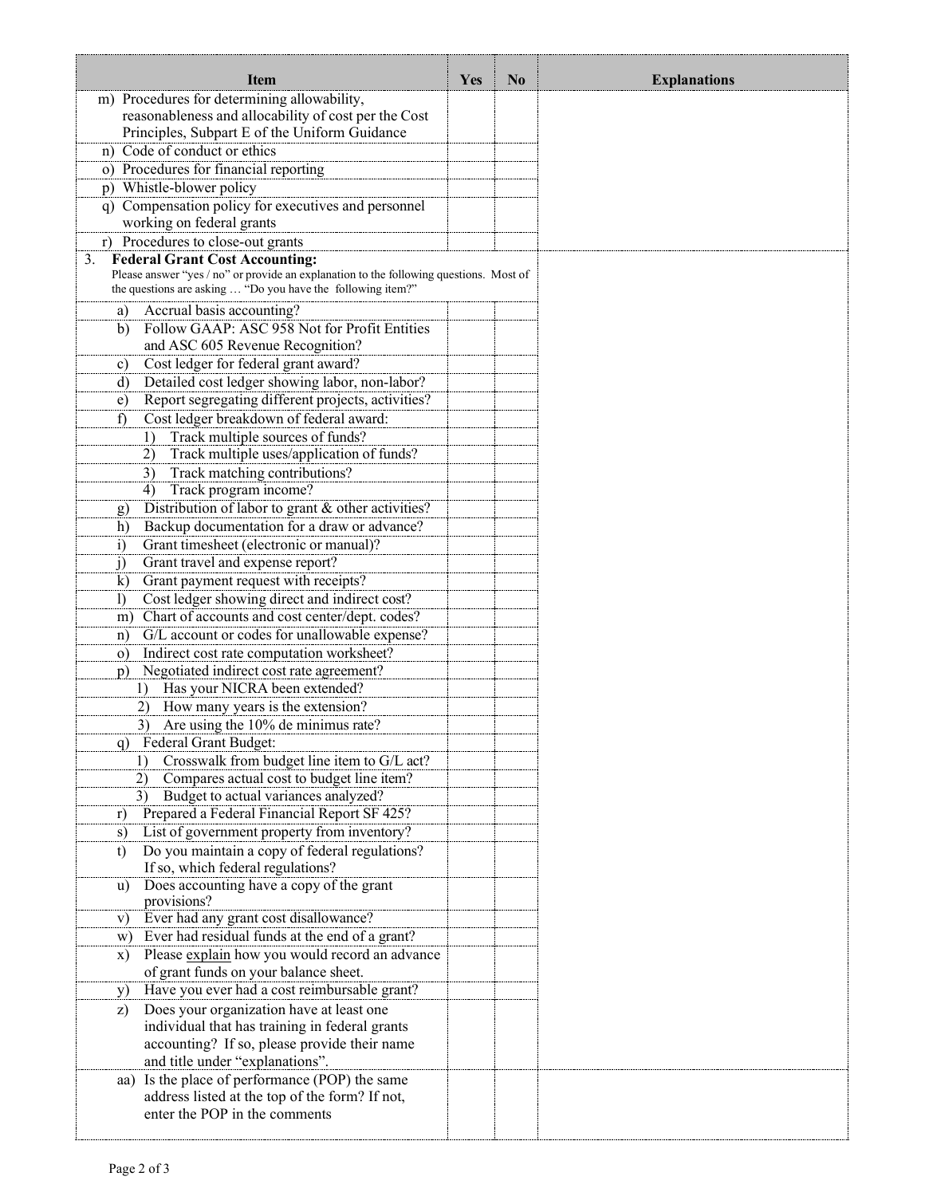| Item | Yes | No | Explanations |
|---|---|---|---|
| m) Procedures for determining allowability, reasonableness and allocability of cost per the Cost Principles, Subpart E of the Uniform Guidance | | | |
| n) Code of conduct or ethics | | | |
| o) Procedures for financial reporting | | | |
| p) Whistle-blower policy | | | |
| q) Compensation policy for executives and personnel working on federal grants | | | |
| r) Procedures to close-out grants | | | |
| 3. **Federal Grant Cost Accounting:** Please answer "yes / no" or provide an explanation to the following questions. Most of the questions are asking … "Do you have the following item?" | | | |
| a) Accrual basis accounting? | | | |
| b) Follow GAAP: ASC 958 Not for Profit Entities and ASC 605 Revenue Recognition? | | | |
| c) Cost ledger for federal grant award? | | | |
| d) Detailed cost ledger showing labor, non-labor? | | | |
| e) Report segregating different projects, activities? | | | |
| f) Cost ledger breakdown of federal award: | | | |
| 1) Track multiple sources of funds? | | | |
| 2) Track multiple uses/application of funds? | | | |
| 3) Track matching contributions? | | | |
| 4) Track program income? | | | |
| g) Distribution of labor to grant & other activities? | | | |
| h) Backup documentation for a draw or advance? | | | |
| i) Grant timesheet (electronic or manual)? | | | |
| j) Grant travel and expense report? | | | |
| k) Grant payment request with receipts? | | | |
| l) Cost ledger showing direct and indirect cost? | | | |
| m) Chart of accounts and cost center/dept. codes? | | | |
| n) G/L account or codes for unallowable expense? | | | |
| o) Indirect cost rate computation worksheet? | | | |
| p) Negotiated indirect cost rate agreement? | | | |
| 1) Has your NICRA been extended? | | | |
| 2) How many years is the extension? | | | |
| 3) Are using the 10% de minimus rate? | | | |
| q) Federal Grant Budget: | | | |
| 1) Crosswalk from budget line item to G/L act? | | | |
| 2) Compares actual cost to budget line item? | | | |
| 3) Budget to actual variances analyzed? | | | |
| r) Prepared a Federal Financial Report SF 425? | | | |
| s) List of government property from inventory? | | | |
| t) Do you maintain a copy of federal regulations? If so, which federal regulations? | | | |
| u) Does accounting have a copy of the grant provisions? | | | |
| v) Ever had any grant cost disallowance? | | | |
| w) Ever had residual funds at the end of a grant? | | | |
| x) Please explain how you would record an advance of grant funds on your balance sheet. | | | |
| y) Have you ever had a cost reimbursable grant? | | | |
| z) Does your organization have at least one individual that has training in federal grants accounting? If so, please provide their name and title under "explanations". | | | |
| aa) Is the place of performance (POP) the same address listed at the top of the form? If not, enter the POP in the comments | | | |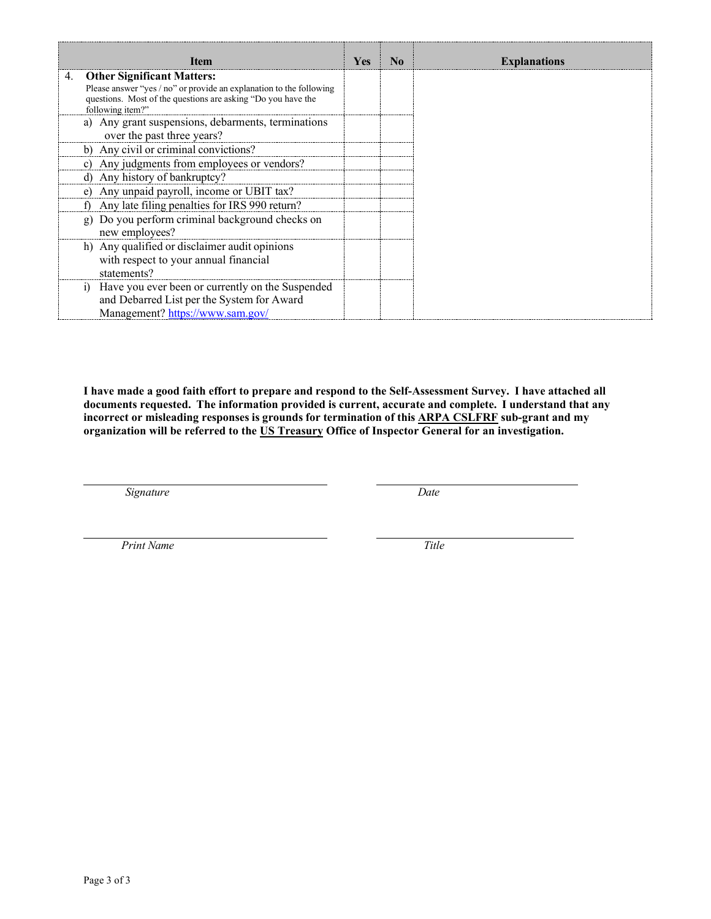| Item | Yes | No | Explanations |
|---|---|---|---|
| 4. **Other Significant Matters:** Please answer "yes / no" or provide an explanation to the following questions. Most of the questions are asking "Do you have the following item?" | | | |
| a) Any grant suspensions, debarments, terminations over the past three years? | | | |
| b) Any civil or criminal convictions? | | | |
| c) Any judgments from employees or vendors? | | | |
| d) Any history of bankruptcy? | | | |
| e) Any unpaid payroll, income or UBIT tax? | | | |
| f) Any late filing penalties for IRS 990 return? | | | |
| g) Do you perform criminal background checks on new employees? | | | |
| h) Any qualified or disclaimer audit opinions with respect to your annual financial statements? | | | |
| i) Have you ever been or currently on the Suspended and Debarred List per the System for Award Management? https://www.sam.gov/ | | | |

**I have made a good faith effort to prepare and respond to the Self-Assessment Survey. I have attached all documents requested. The information provided is current, accurate and complete. I understand that any incorrect or misleading responses is grounds for termination of this ARPA CSLFRF sub-grant and my organization will be referred to the US Treasury Office of Inspector General for an investigation.**

\_\_\_\_\_\_\_\_\_\_\_\_\_\_\_\_\_\_\_\_\_\_\_\_\_\_\_\_\_\_ \_\_\_\_\_\_\_\_\_\_\_\_\_\_\_\_\_\_\_\_\_\_\_\_\_

*Signature* *Date*

\_\_\_\_\_\_\_\_\_\_\_\_\_\_\_\_\_\_\_\_\_\_\_\_\_\_\_\_\_\_ \_\_\_\_\_\_\_\_\_\_\_\_\_\_\_\_\_\_\_\_\_\_\_\_\_

*Print Name* *Title*